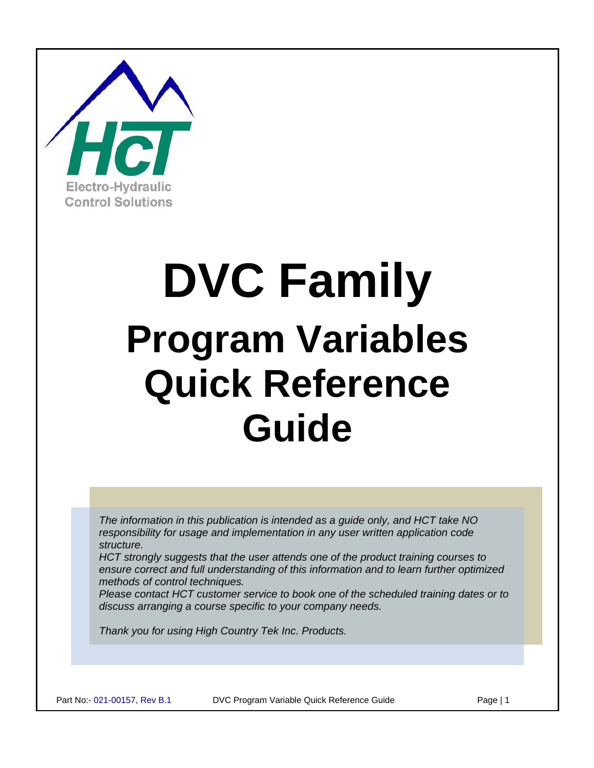Electro-Hydraulic Control Solutions

# DVC Family

# Program Variables Quick Reference Guide

*The information in this publication is intended as a guide only, and HCT take NO responsibility for usage and implementation in any user written application code structure.*
*HCT strongly suggests that the user attends one of the product training courses to ensure correct and full understanding of this information and to learn further optimized methods of control techniques.*
*Please contact HCT customer service to book one of the scheduled training dates or to discuss arranging a course specific to your company needs.*

*Thank you for using High Country Tek Inc. Products.*

Part No:- 021-00157, Rev B.1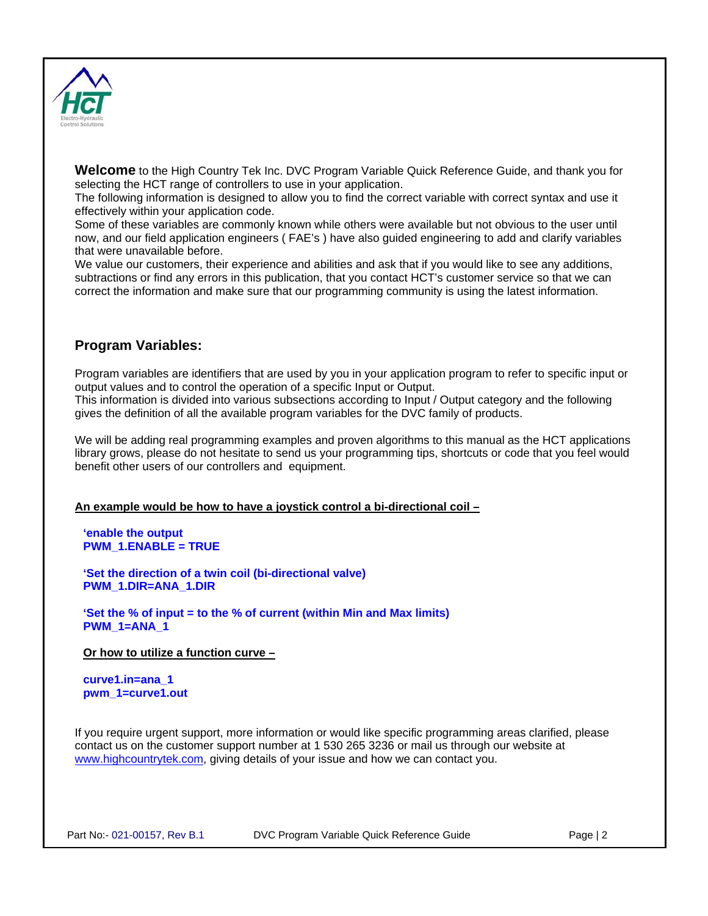**Welcome** to the High Country Tek Inc. DVC Program Variable Quick Reference Guide, and thank you for selecting the HCT range of controllers to use in your application.
The following information is designed to allow you to find the correct variable with correct syntax and use it effectively within your application code.
Some of these variables are commonly known while others were available but not obvious to the user until now, and our field application engineers ( FAE's ) have also guided engineering to add and clarify variables that were unavailable before.
We value our customers, their experience and abilities and ask that if you would like to see any additions, subtractions or find any errors in this publication, that you contact HCT's customer service so that we can correct the information and make sure that our programming community is using the latest information.

## Program Variables:

Program variables are identifiers that are used by you in your application program to refer to specific input or output values and to control the operation of a specific Input or Output.
This information is divided into various subsections according to Input / Output category and the following gives the definition of all the available program variables for the DVC family of products.

We will be adding real programming examples and proven algorithms to this manual as the HCT applications library grows, please do not hesitate to send us your programming tips, shortcuts or code that you feel would benefit other users of our controllers and equipment.

**An example would be how to have a joystick control a bi-directional coil –**

```
'enable the output
PWM_1.ENABLE = TRUE

'Set the direction of a twin coil (bi-directional valve)
PWM_1.DIR=ANA_1.DIR

'Set the % of input = to the % of current (within Min and Max limits)
PWM_1=ANA_1
```

**Or how to utilize a function curve –**

```
curve1.in=ana_1
pwm_1=curve1.out
```

If you require urgent support, more information or would like specific programming areas clarified, please contact us on the customer support number at 1 530 265 3236 or mail us through our website at www.highcountrytek.com, giving details of your issue and how we can contact you.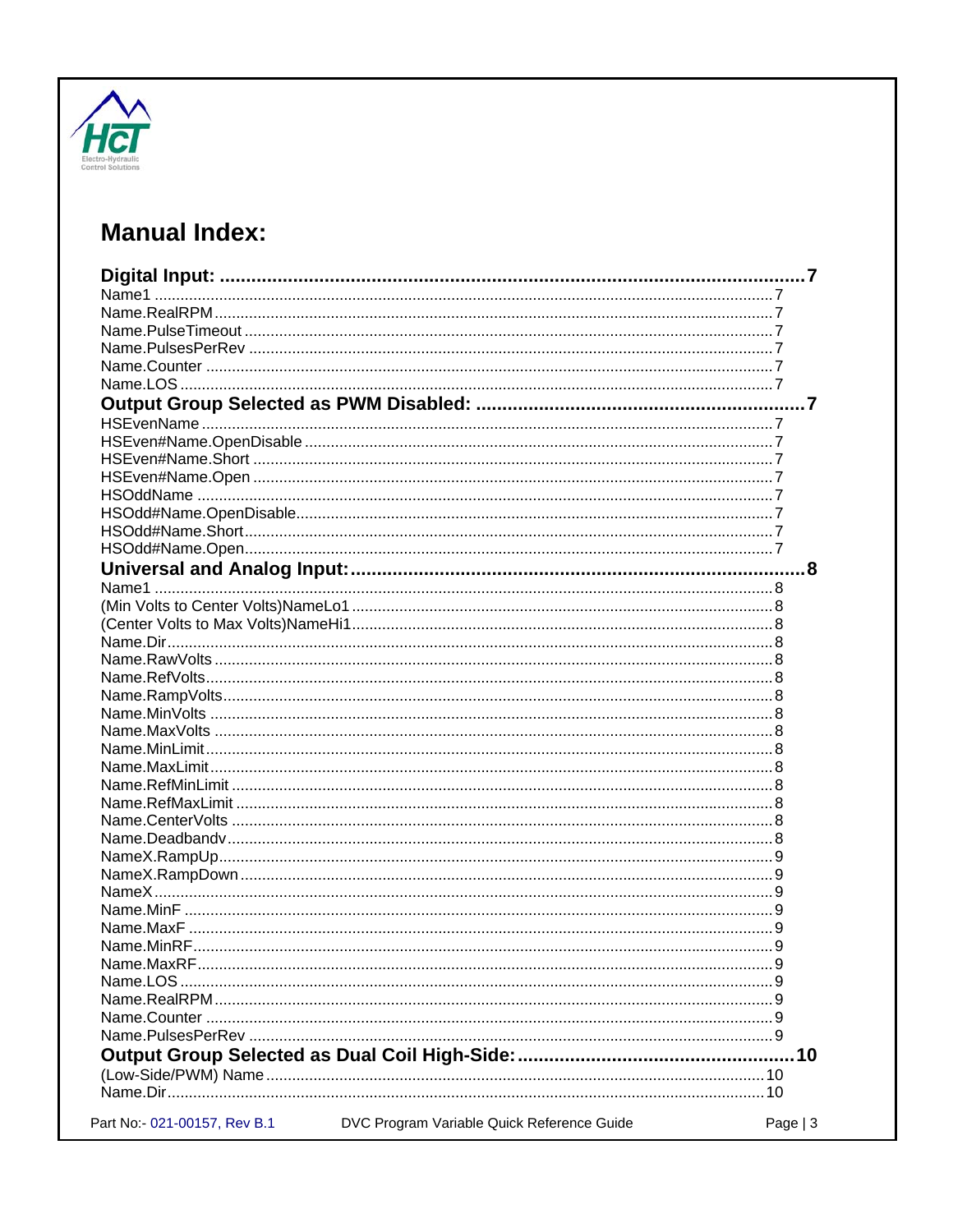# Manual Index:

**Digital Input: .......................................................................................................... 7**

Name1 ........................................................................................................................ 7
Name.RealRPM ............................................................................................................ 7
Name.PulseTimeout ..................................................................................................... 7
Name.PulsesPerRev ..................................................................................................... 7
Name.Counter .............................................................................................................. 7
Name.LOS .................................................................................................................... 7

**Output Group Selected as PWM Disabled: ...................................................... 7**

HSEvenName ............................................................................................................... 7
HSEven#Name.OpenDisable ........................................................................................ 7
HSEven#Name.Short .................................................................................................... 7
HSEven#Name.Open .................................................................................................... 7
HSOddName ................................................................................................................ 7
HSOdd#Name.OpenDisable .......................................................................................... 7
HSOdd#Name.Short ...................................................................................................... 7
HSOdd#Name.Open ...................................................................................................... 7

**Universal and Analog Input: ............................................................................... 8**

Name1 ........................................................................................................................ 8
(Min Volts to Center Volts)NameLo1 ............................................................................ 8
(Center Volts to Max Volts)NameHi1 ............................................................................ 8
Name.Dir ...................................................................................................................... 8
Name.RawVolts ............................................................................................................ 8
Name.RefVolts .............................................................................................................. 8
Name.RampVolts .......................................................................................................... 8
Name.MinVolts ............................................................................................................. 8
Name.MaxVolts ............................................................................................................ 8
Name.MinLimit .............................................................................................................. 8
Name.MaxLimit ............................................................................................................. 8
Name.RefMinLimit ........................................................................................................ 8
Name.RefMaxLimit ....................................................................................................... 8
Name.CenterVolts ........................................................................................................ 8
Name.Deadbandv ......................................................................................................... 8
NameX.RampUp ........................................................................................................... 9
NameX.RampDown ...................................................................................................... 9
NameX .......................................................................................................................... 9
Name.MinF ................................................................................................................... 9
Name.MaxF .................................................................................................................. 9
Name.MinRF ................................................................................................................. 9
Name.MaxRF ................................................................................................................ 9
Name.LOS .................................................................................................................... 9
Name.RealRPM ............................................................................................................ 9
Name.Counter .............................................................................................................. 9
Name.PulsesPerRev ..................................................................................................... 9

**Output Group Selected as Dual Coil High-Side: ............................................... 10**

(Low-Side/PWM) Name ............................................................................................... 10
Name.Dir ...................................................................................................................... 10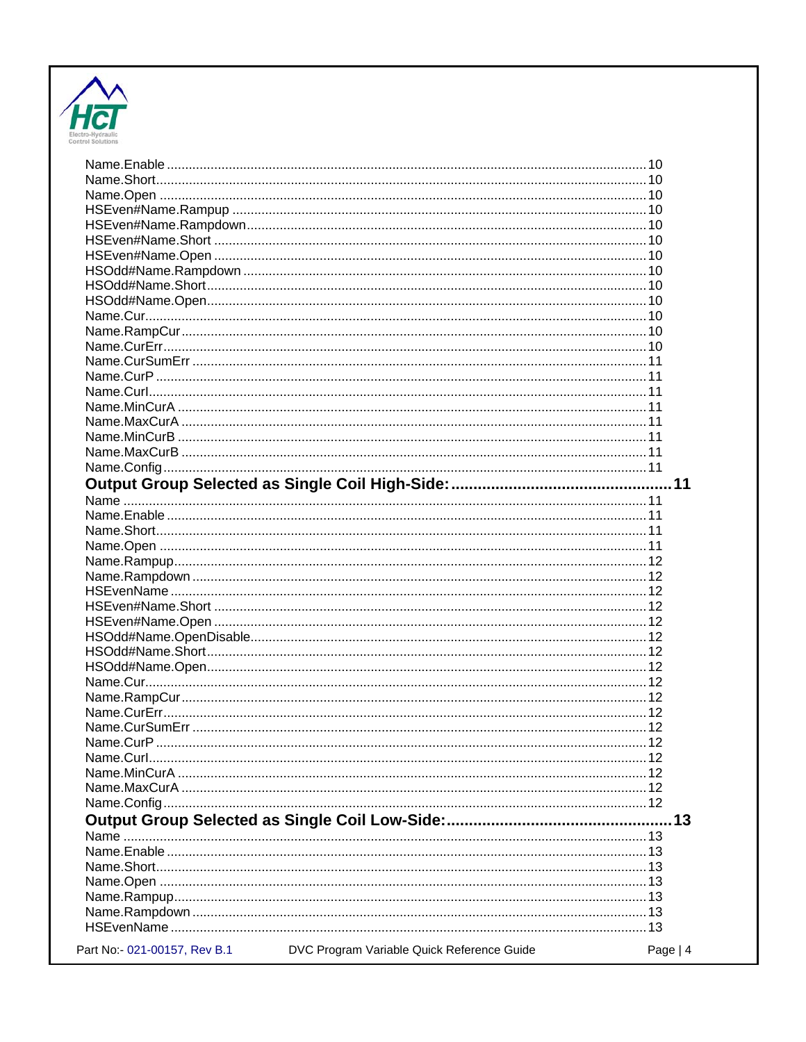Name.Enable ........................................................ 10
Name.Short ........................................................ 10
Name.Open ........................................................ 10
HSEven#Name.Rampup ........................................................ 10
HSEven#Name.Rampdown ........................................................ 10
HSEven#Name.Short ........................................................ 10
HSEven#Name.Open ........................................................ 10
HSOdd#Name.Rampdown ........................................................ 10
HSOdd#Name.Short ........................................................ 10
HSOdd#Name.Open ........................................................ 10
Name.Cur ........................................................ 10
Name.RampCur ........................................................ 10
Name.CurErr ........................................................ 10
Name.CurSumErr ........................................................ 11
Name.CurP ........................................................ 11
Name.CurI ........................................................ 11
Name.MinCurA ........................................................ 11
Name.MaxCurA ........................................................ 11
Name.MinCurB ........................................................ 11
Name.MaxCurB ........................................................ 11
Name.Config ........................................................ 11

**Output Group Selected as Single Coil High-Side: ........................................................ 11**

Name ........................................................ 11
Name.Enable ........................................................ 11
Name.Short ........................................................ 11
Name.Open ........................................................ 11
Name.Rampup ........................................................ 12
Name.Rampdown ........................................................ 12
HSEvenName ........................................................ 12
HSEven#Name.Short ........................................................ 12
HSEven#Name.Open ........................................................ 12
HSOdd#Name.OpenDisable ........................................................ 12
HSOdd#Name.Short ........................................................ 12
HSOdd#Name.Open ........................................................ 12
Name.Cur ........................................................ 12
Name.RampCur ........................................................ 12
Name.CurErr ........................................................ 12
Name.CurSumErr ........................................................ 12
Name.CurP ........................................................ 12
Name.CurI ........................................................ 12
Name.MinCurA ........................................................ 12
Name.MaxCurA ........................................................ 12
Name.Config ........................................................ 12

**Output Group Selected as Single Coil Low-Side: ........................................................ 13**

Name ........................................................ 13
Name.Enable ........................................................ 13
Name.Short ........................................................ 13
Name.Open ........................................................ 13
Name.Rampup ........................................................ 13
Name.Rampdown ........................................................ 13
HSEvenName ........................................................ 13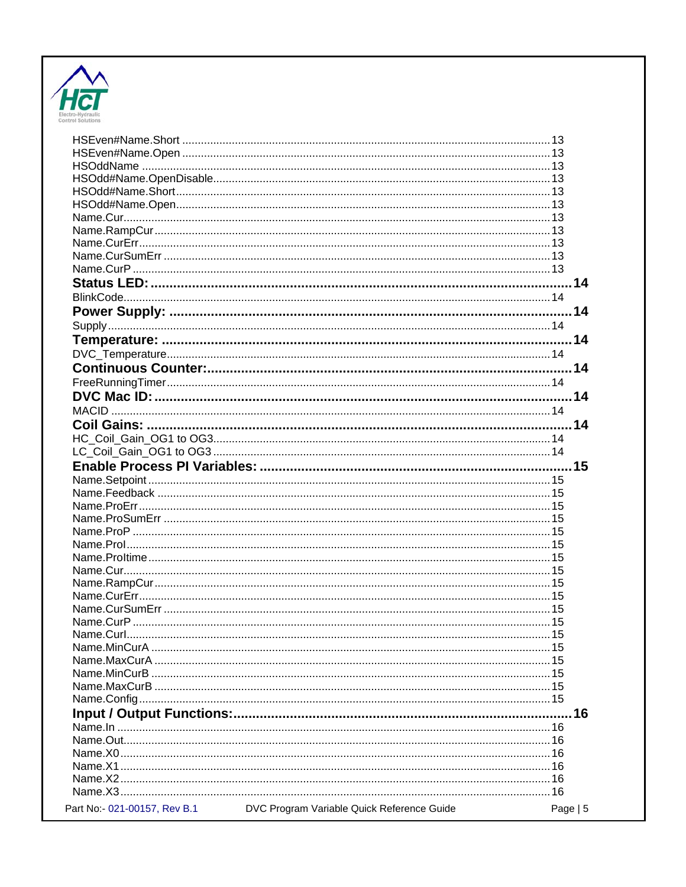HSEven#Name.Short ........................................................................................................ 13
HSEven#Name.Open ........................................................................................................ 13
HSOddName .................................................................................................................. 13
HSOdd#Name.OpenDisable............................................................................................ 13
HSOdd#Name.Short........................................................................................................ 13
HSOdd#Name.Open........................................................................................................ 13
Name.Cur........................................................................................................................ 13
Name.RampCur............................................................................................................... 13
Name.CurErr.................................................................................................................... 13
Name.CurSumErr ............................................................................................................ 13
Name.CurP ...................................................................................................................... 13

**Status LED: .......................................................................................................... 14**

BlinkCode........................................................................................................................ 14

**Power Supply: ...................................................................................................... 14**

Supply ............................................................................................................................. 14

**Temperature: ....................................................................................................... 14**

DVC_Temperature........................................................................................................... 14

**Continuous Counter:............................................................................................ 14**

FreeRunningTimer........................................................................................................... 14

**DVC Mac ID: ........................................................................................................ 14**

MACID ............................................................................................................................. 14

**Coil Gains: ........................................................................................................... 14**

HC_Coil_Gain_OG1 to OG3............................................................................................ 14
LC_Coil_Gain_OG1 to OG3 ............................................................................................ 14

**Enable Process PI Variables: ............................................................................. 15**

Name.Setpoint ................................................................................................................. 15
Name.Feedback .............................................................................................................. 15
Name.ProErr.................................................................................................................... 15
Name.ProSumErr ............................................................................................................ 15
Name.ProP ...................................................................................................................... 15
Name.ProI........................................................................................................................ 15
Name.ProItime................................................................................................................. 15
Name.Cur........................................................................................................................ 15
Name.RampCur............................................................................................................... 15
Name.CurErr.................................................................................................................... 15
Name.CurSumErr ............................................................................................................ 15
Name.CurP ...................................................................................................................... 15
Name.CurI........................................................................................................................ 15
Name.MinCurA ................................................................................................................ 15
Name.MaxCurA ............................................................................................................... 15
Name.MinCurB ................................................................................................................ 15
Name.MaxCurB ............................................................................................................... 15
Name.Config.................................................................................................................... 15

**Input / Output Functions:..................................................................................... 16**

Name.In ........................................................................................................................... 16
Name.Out......................................................................................................................... 16
Name.X0.......................................................................................................................... 16
Name.X1.......................................................................................................................... 16
Name.X2.......................................................................................................................... 16
Name.X3.......................................................................................................................... 16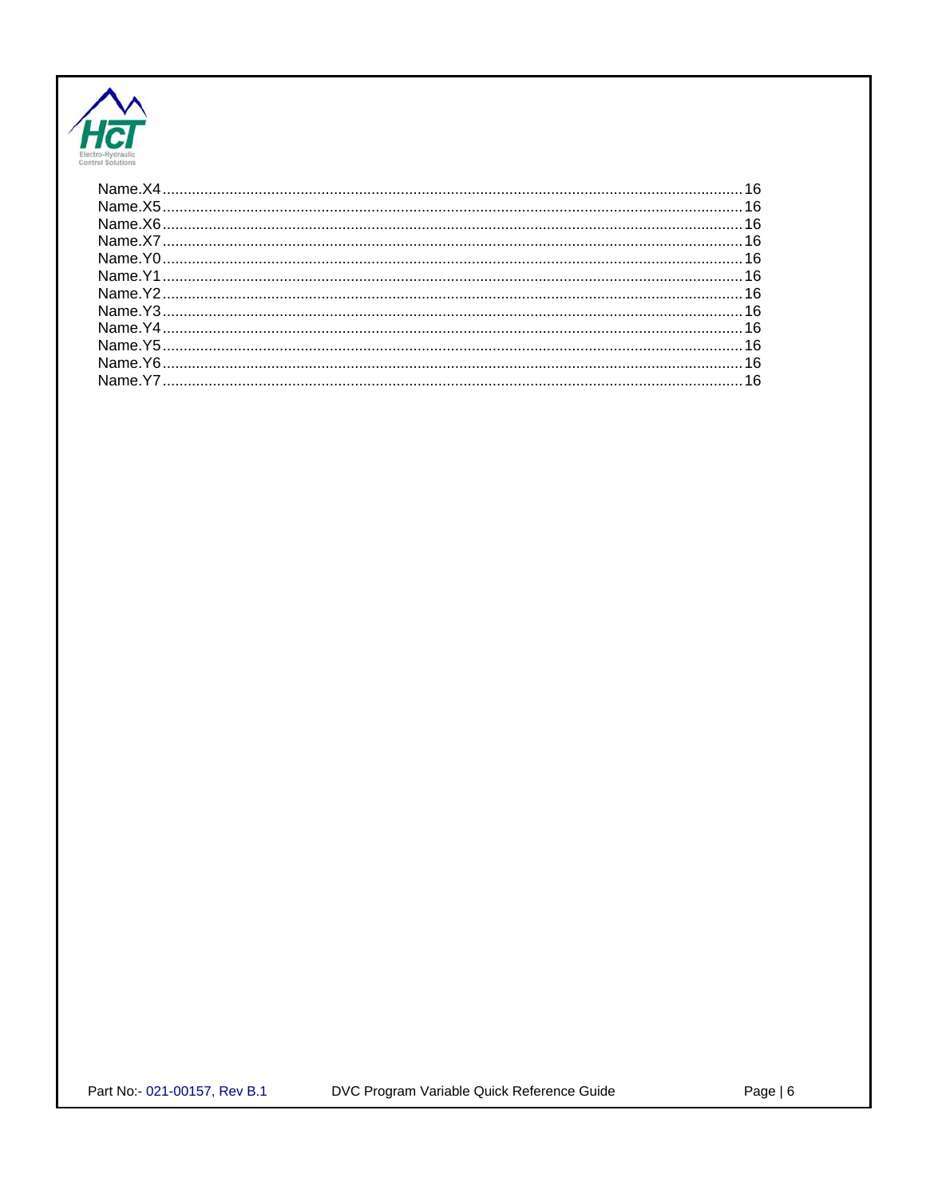Name.X4 .......... 16
Name.X5 .......... 16
Name.X6 .......... 16
Name.X7 .......... 16
Name.Y0 .......... 16
Name.Y1 .......... 16
Name.Y2 .......... 16
Name.Y3 .......... 16
Name.Y4 .......... 16
Name.Y5 .......... 16
Name.Y6 .......... 16
Name.Y7 .......... 16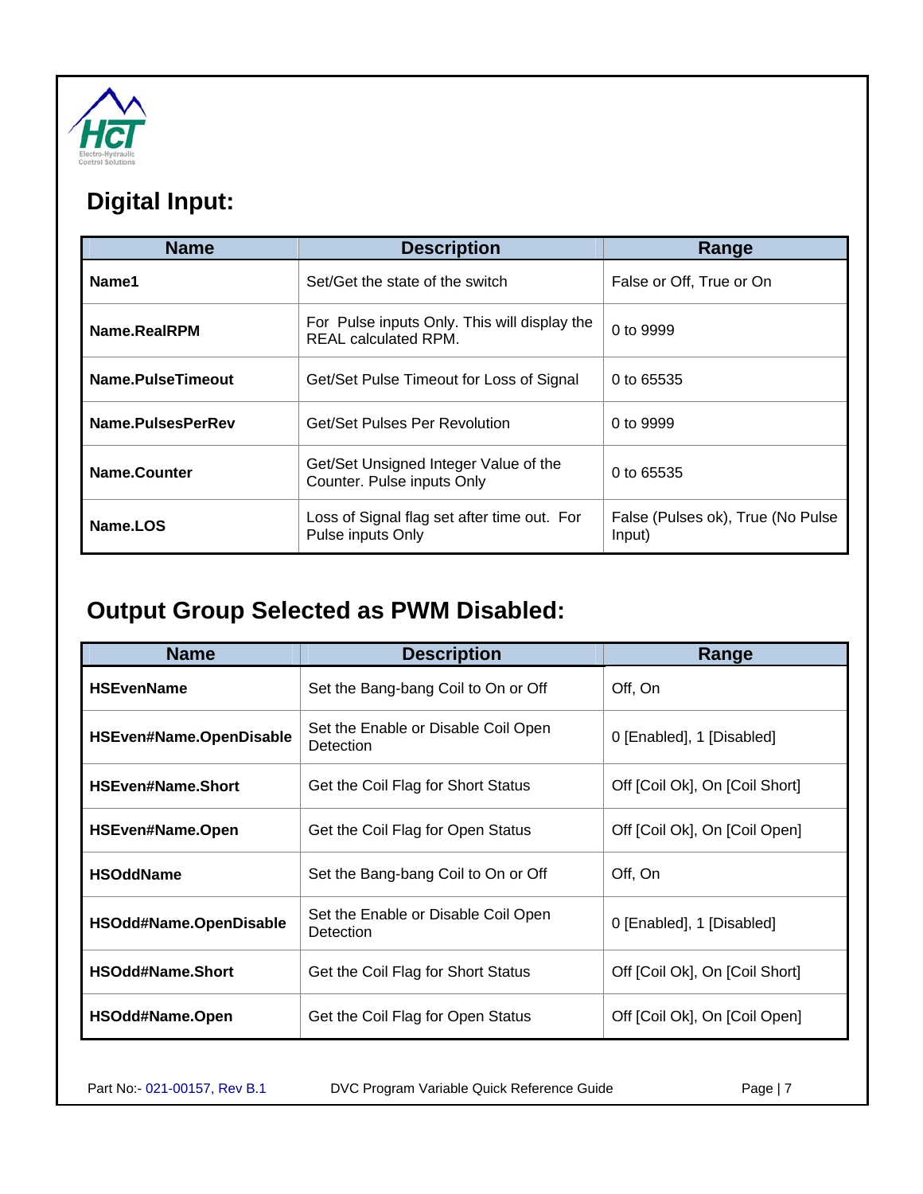## Digital Input:

| Name | Description | Range |
|---|---|---|
| **Name1** | Set/Get the state of the switch | False or Off, True or On |
| **Name.RealRPM** | For Pulse inputs Only. This will display the REAL calculated RPM. | 0 to 9999 |
| **Name.PulseTimeout** | Get/Set Pulse Timeout for Loss of Signal | 0 to 65535 |
| **Name.PulsesPerRev** | Get/Set Pulses Per Revolution | 0 to 9999 |
| **Name.Counter** | Get/Set Unsigned Integer Value of the Counter. Pulse inputs Only | 0 to 65535 |
| **Name.LOS** | Loss of Signal flag set after time out. For Pulse inputs Only | False (Pulses ok), True (No Pulse Input) |

## Output Group Selected as PWM Disabled:

| Name | Description | Range |
|---|---|---|
| **HSEvenName** | Set the Bang-bang Coil to On or Off | Off, On |
| **HSEven#Name.OpenDisable** | Set the Enable or Disable Coil Open Detection | 0 [Enabled], 1 [Disabled] |
| **HSEven#Name.Short** | Get the Coil Flag for Short Status | Off [Coil Ok], On [Coil Short] |
| **HSEven#Name.Open** | Get the Coil Flag for Open Status | Off [Coil Ok], On [Coil Open] |
| **HSOddName** | Set the Bang-bang Coil to On or Off | Off, On |
| **HSOdd#Name.OpenDisable** | Set the Enable or Disable Coil Open Detection | 0 [Enabled], 1 [Disabled] |
| **HSOdd#Name.Short** | Get the Coil Flag for Short Status | Off [Coil Ok], On [Coil Short] |
| **HSOdd#Name.Open** | Get the Coil Flag for Open Status | Off [Coil Ok], On [Coil Open] |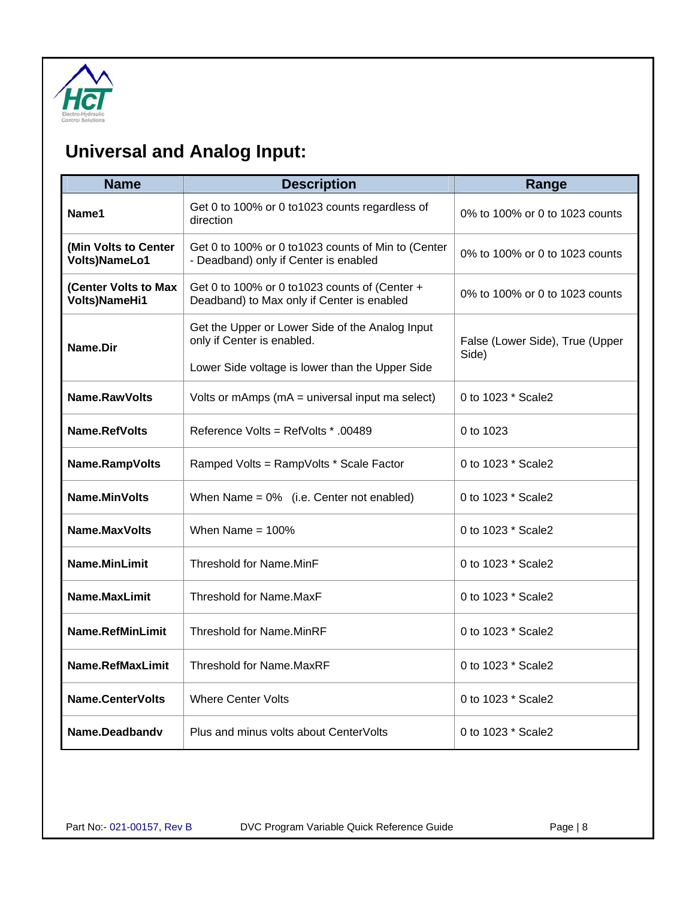## Universal and Analog Input:

| Name | Description | Range |
|---|---|---|
| **Name1** | Get 0 to 100% or 0 to1023 counts regardless of direction | 0% to 100% or 0 to 1023 counts |
| **(Min Volts to Center Volts)NameLo1** | Get 0 to 100% or 0 to1023 counts of Min to (Center - Deadband) only if Center is enabled | 0% to 100% or 0 to 1023 counts |
| **(Center Volts to Max Volts)NameHi1** | Get 0 to 100% or 0 to1023 counts of (Center + Deadband) to Max only if Center is enabled | 0% to 100% or 0 to 1023 counts |
| **Name.Dir** | Get the Upper or Lower Side of the Analog Input only if Center is enabled.<br><br>Lower Side voltage is lower than the Upper Side | False (Lower Side), True (Upper Side) |
| **Name.RawVolts** | Volts or mAmps (mA = universal input ma select) | 0 to 1023 * Scale2 |
| **Name.RefVolts** | Reference Volts = RefVolts * .00489 | 0 to 1023 |
| **Name.RampVolts** | Ramped Volts = RampVolts * Scale Factor | 0 to 1023 * Scale2 |
| **Name.MinVolts** | When Name = 0% (i.e. Center not enabled) | 0 to 1023 * Scale2 |
| **Name.MaxVolts** | When Name = 100% | 0 to 1023 * Scale2 |
| **Name.MinLimit** | Threshold for Name.MinF | 0 to 1023 * Scale2 |
| **Name.MaxLimit** | Threshold for Name.MaxF | 0 to 1023 * Scale2 |
| **Name.RefMinLimit** | Threshold for Name.MinRF | 0 to 1023 * Scale2 |
| **Name.RefMaxLimit** | Threshold for Name.MaxRF | 0 to 1023 * Scale2 |
| **Name.CenterVolts** | Where Center Volts | 0 to 1023 * Scale2 |
| **Name.Deadbandv** | Plus and minus volts about CenterVolts | 0 to 1023 * Scale2 |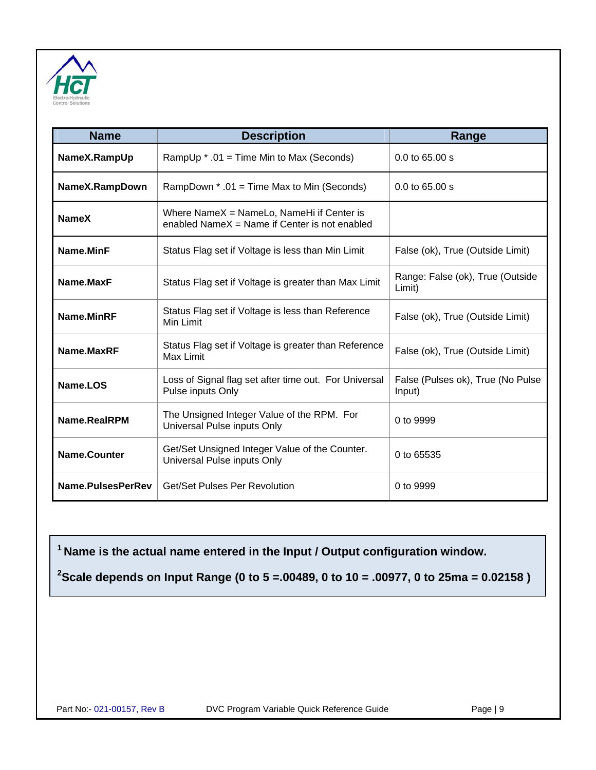| Name | Description | Range |
|---|---|---|
| **NameX.RampUp** | RampUp * .01 = Time Min to Max (Seconds) | 0.0 to 65.00 s |
| **NameX.RampDown** | RampDown * .01 = Time Max to Min (Seconds) | 0.0 to 65.00 s |
| **NameX** | Where NameX = NameLo, NameHi if Center is enabled NameX = Name if Center is not enabled | |
| **Name.MinF** | Status Flag set if Voltage is less than Min Limit | False (ok), True (Outside Limit) |
| **Name.MaxF** | Status Flag set if Voltage is greater than Max Limit | Range: False (ok), True (Outside Limit) |
| **Name.MinRF** | Status Flag set if Voltage is less than Reference Min Limit | False (ok), True (Outside Limit) |
| **Name.MaxRF** | Status Flag set if Voltage is greater than Reference Max Limit | False (ok), True (Outside Limit) |
| **Name.LOS** | Loss of Signal flag set after time out. For Universal Pulse inputs Only | False (Pulses ok), True (No Pulse Input) |
| **Name.RealRPM** | The Unsigned Integer Value of the RPM. For Universal Pulse inputs Only | 0 to 9999 |
| **Name.Counter** | Get/Set Unsigned Integer Value of the Counter. Universal Pulse inputs Only | 0 to 65535 |
| **Name.PulsesPerRev** | Get/Set Pulses Per Revolution | 0 to 9999 |

**[1] Name is the actual name entered in the Input / Output configuration window.**

**[2] Scale depends on Input Range (0 to 5 =.00489, 0 to 10 = .00977, 0 to 25ma = 0.02158 )**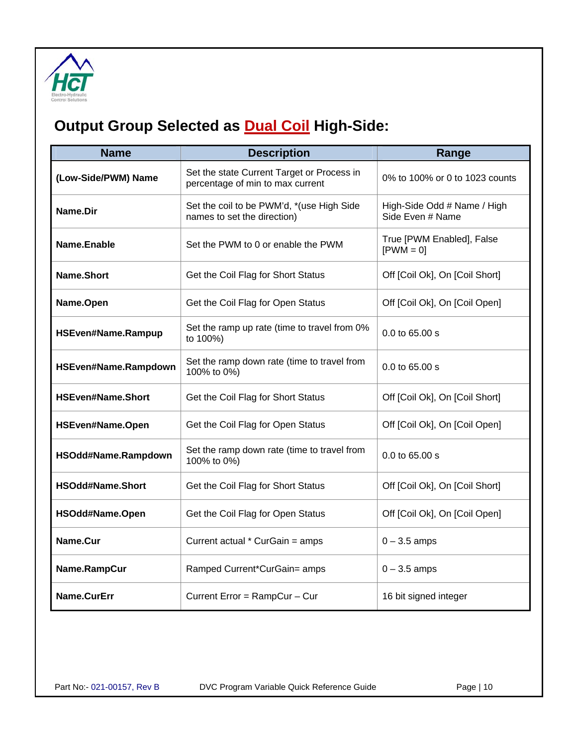## Output Group Selected as Dual Coil High-Side:

| Name | Description | Range |
|---|---|---|
| **(Low-Side/PWM) Name** | Set the state Current Target or Process in percentage of min to max current | 0% to 100% or 0 to 1023 counts |
| **Name.Dir** | Set the coil to be PWM'd, *(use High Side names to set the direction) | High-Side Odd # Name / High Side Even # Name |
| **Name.Enable** | Set the PWM to 0 or enable the PWM | True [PWM Enabled], False [PWM = 0] |
| **Name.Short** | Get the Coil Flag for Short Status | Off [Coil Ok], On [Coil Short] |
| **Name.Open** | Get the Coil Flag for Open Status | Off [Coil Ok], On [Coil Open] |
| **HSEven#Name.Rampup** | Set the ramp up rate (time to travel from 0% to 100%) | 0.0 to 65.00 s |
| **HSEven#Name.Rampdown** | Set the ramp down rate (time to travel from 100% to 0%) | 0.0 to 65.00 s |
| **HSEven#Name.Short** | Get the Coil Flag for Short Status | Off [Coil Ok], On [Coil Short] |
| **HSEven#Name.Open** | Get the Coil Flag for Open Status | Off [Coil Ok], On [Coil Open] |
| **HSOdd#Name.Rampdown** | Set the ramp down rate (time to travel from 100% to 0%) | 0.0 to 65.00 s |
| **HSOdd#Name.Short** | Get the Coil Flag for Short Status | Off [Coil Ok], On [Coil Short] |
| **HSOdd#Name.Open** | Get the Coil Flag for Open Status | Off [Coil Ok], On [Coil Open] |
| **Name.Cur** | Current actual * CurGain = amps | 0 – 3.5 amps |
| **Name.RampCur** | Ramped Current*CurGain= amps | 0 – 3.5 amps |
| **Name.CurErr** | Current Error = RampCur – Cur | 16 bit signed integer |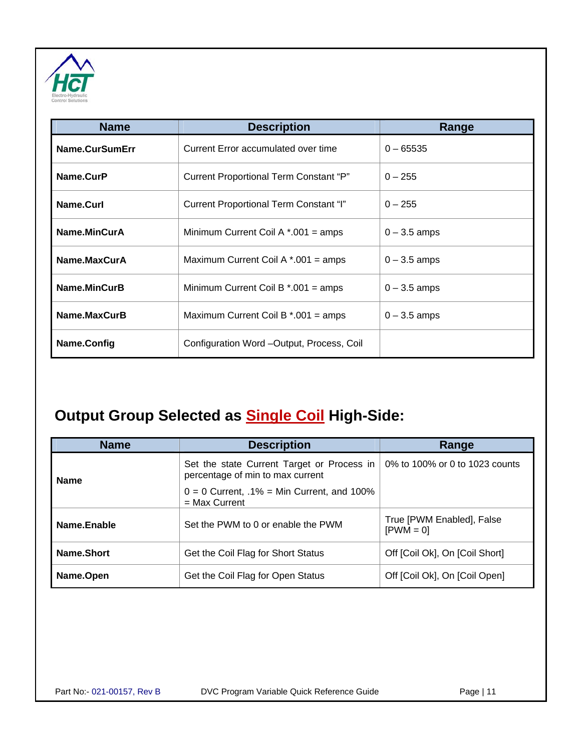| Name | Description | Range |
| --- | --- | --- |
| **Name.CurSumErr** | Current Error accumulated over time | 0 – 65535 |
| **Name.CurP** | Current Proportional Term Constant “P” | 0 – 255 |
| **Name.CurI** | Current Proportional Term Constant “I” | 0 – 255 |
| **Name.MinCurA** | Minimum Current Coil A *.001 = amps | 0 – 3.5 amps |
| **Name.MaxCurA** | Maximum Current Coil A *.001 = amps | 0 – 3.5 amps |
| **Name.MinCurB** | Minimum Current Coil B *.001 = amps | 0 – 3.5 amps |
| **Name.MaxCurB** | Maximum Current Coil B *.001 = amps | 0 – 3.5 amps |
| **Name.Config** | Configuration Word –Output, Process, Coil | |

## Output Group Selected as Single Coil High-Side:

| Name | Description | Range |
| --- | --- | --- |
| **Name** | Set the state Current Target or Process in percentage of min to max current<br>0 = 0 Current, .1% = Min Current, and 100% = Max Current | 0% to 100% or 0 to 1023 counts |
| **Name.Enable** | Set the PWM to 0 or enable the PWM | True [PWM Enabled], False [PWM = 0] |
| **Name.Short** | Get the Coil Flag for Short Status | Off [Coil Ok], On [Coil Short] |
| **Name.Open** | Get the Coil Flag for Open Status | Off [Coil Ok], On [Coil Open] |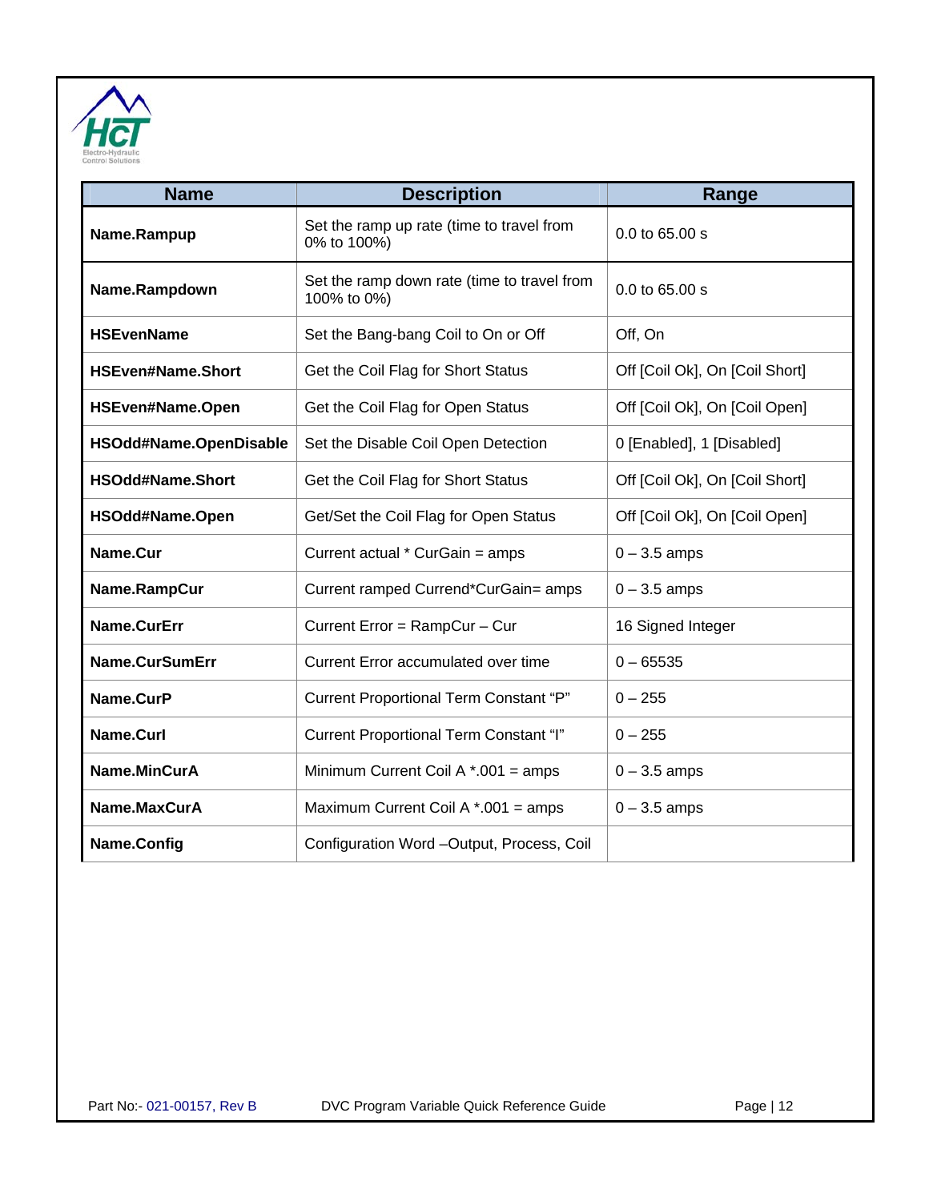| Name | Description | Range |
|---|---|---|
| **Name.Rampup** | Set the ramp up rate (time to travel from 0% to 100%) | 0.0 to 65.00 s |
| **Name.Rampdown** | Set the ramp down rate (time to travel from 100% to 0%) | 0.0 to 65.00 s |
| **HSEvenName** | Set the Bang-bang Coil to On or Off | Off, On |
| **HSEven#Name.Short** | Get the Coil Flag for Short Status | Off [Coil Ok], On [Coil Short] |
| **HSEven#Name.Open** | Get the Coil Flag for Open Status | Off [Coil Ok], On [Coil Open] |
| **HSOdd#Name.OpenDisable** | Set the Disable Coil Open Detection | 0 [Enabled], 1 [Disabled] |
| **HSOdd#Name.Short** | Get the Coil Flag for Short Status | Off [Coil Ok], On [Coil Short] |
| **HSOdd#Name.Open** | Get/Set the Coil Flag for Open Status | Off [Coil Ok], On [Coil Open] |
| **Name.Cur** | Current actual * CurGain = amps | 0 – 3.5 amps |
| **Name.RampCur** | Current ramped Currend*CurGain= amps | 0 – 3.5 amps |
| **Name.CurErr** | Current Error = RampCur – Cur | 16 Signed Integer |
| **Name.CurSumErr** | Current Error accumulated over time | 0 – 65535 |
| **Name.CurP** | Current Proportional Term Constant “P” | 0 – 255 |
| **Name.CurI** | Current Proportional Term Constant “I” | 0 – 255 |
| **Name.MinCurA** | Minimum Current Coil A *.001 = amps | 0 – 3.5 amps |
| **Name.MaxCurA** | Maximum Current Coil A *.001 = amps | 0 – 3.5 amps |
| **Name.Config** | Configuration Word –Output, Process, Coil | |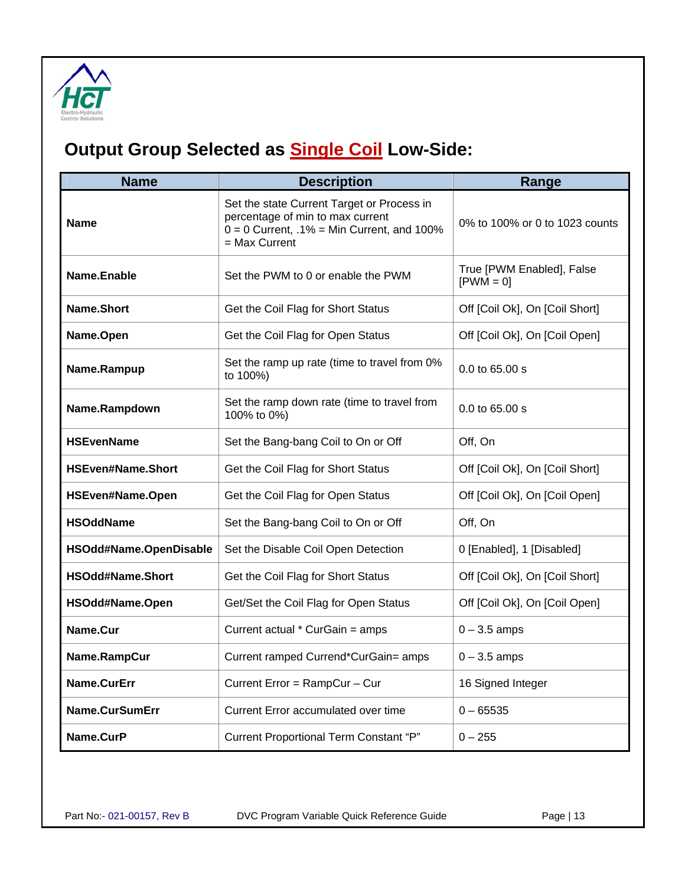## Output Group Selected as Single Coil Low-Side:

| Name | Description | Range |
|---|---|---|
| **Name** | Set the state Current Target or Process in percentage of min to max current 0 = 0 Current, .1% = Min Current, and 100% = Max Current | 0% to 100% or 0 to 1023 counts |
| **Name.Enable** | Set the PWM to 0 or enable the PWM | True [PWM Enabled], False [PWM = 0] |
| **Name.Short** | Get the Coil Flag for Short Status | Off [Coil Ok], On [Coil Short] |
| **Name.Open** | Get the Coil Flag for Open Status | Off [Coil Ok], On [Coil Open] |
| **Name.Rampup** | Set the ramp up rate (time to travel from 0% to 100%) | 0.0 to 65.00 s |
| **Name.Rampdown** | Set the ramp down rate (time to travel from 100% to 0%) | 0.0 to 65.00 s |
| **HSEvenName** | Set the Bang-bang Coil to On or Off | Off, On |
| **HSEven#Name.Short** | Get the Coil Flag for Short Status | Off [Coil Ok], On [Coil Short] |
| **HSEven#Name.Open** | Get the Coil Flag for Open Status | Off [Coil Ok], On [Coil Open] |
| **HSOddName** | Set the Bang-bang Coil to On or Off | Off, On |
| **HSOdd#Name.OpenDisable** | Set the Disable Coil Open Detection | 0 [Enabled], 1 [Disabled] |
| **HSOdd#Name.Short** | Get the Coil Flag for Short Status | Off [Coil Ok], On [Coil Short] |
| **HSOdd#Name.Open** | Get/Set the Coil Flag for Open Status | Off [Coil Ok], On [Coil Open] |
| **Name.Cur** | Current actual * CurGain = amps | 0 – 3.5 amps |
| **Name.RampCur** | Current ramped Currend*CurGain= amps | 0 – 3.5 amps |
| **Name.CurErr** | Current Error = RampCur – Cur | 16 Signed Integer |
| **Name.CurSumErr** | Current Error accumulated over time | 0 – 65535 |
| **Name.CurP** | Current Proportional Term Constant “P” | 0 – 255 |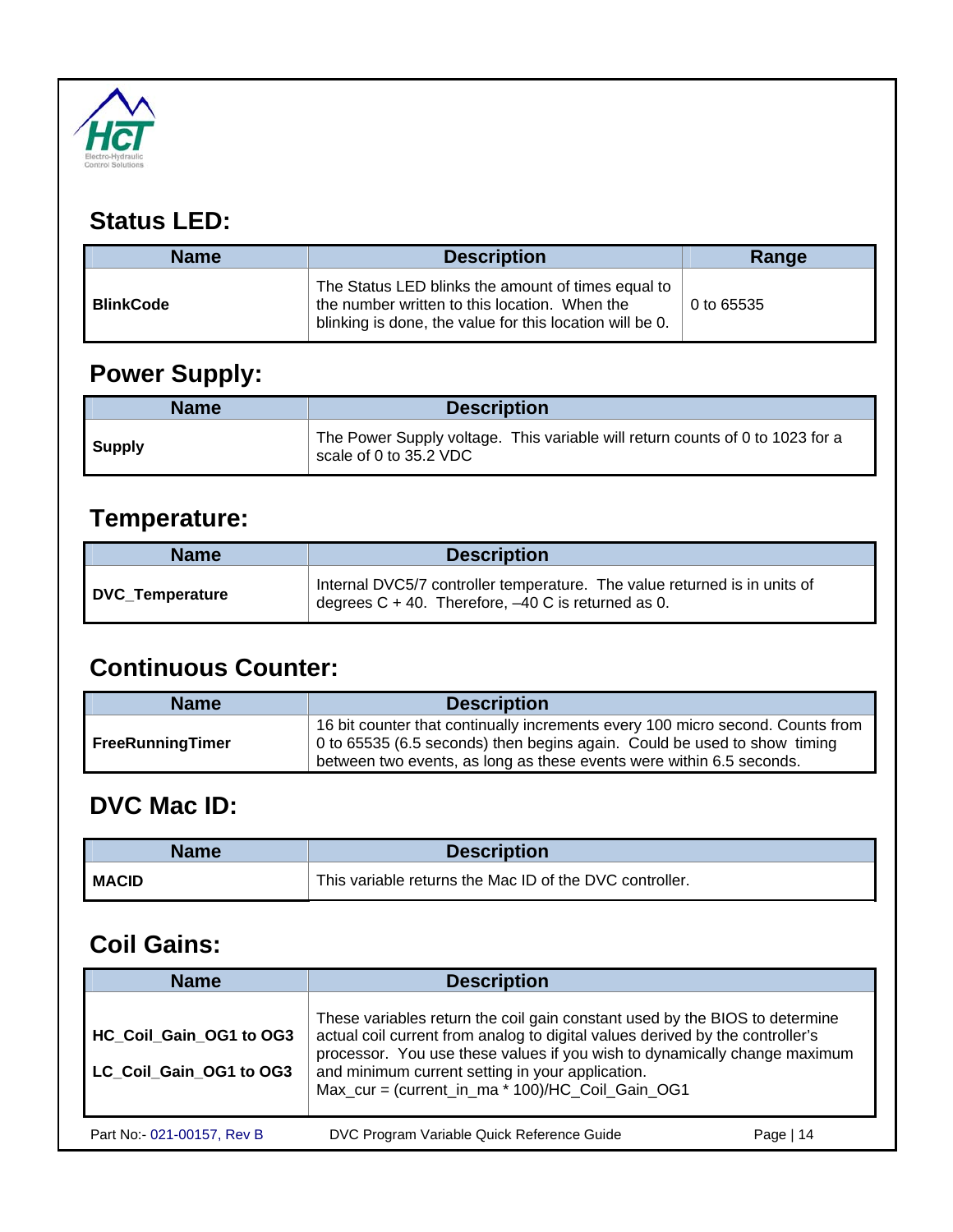## Status LED:

| Name | Description | Range |
|---|---|---|
| **BlinkCode** | The Status LED blinks the amount of times equal to the number written to this location. When the blinking is done, the value for this location will be 0. | 0 to 65535 |

## Power Supply:

| Name | Description |
|---|---|
| **Supply** | The Power Supply voltage. This variable will return counts of 0 to 1023 for a scale of 0 to 35.2 VDC |

## Temperature:

| Name | Description |
|---|---|
| **DVC_Temperature** | Internal DVC5/7 controller temperature. The value returned is in units of degrees C + 40. Therefore, –40 C is returned as 0. |

## Continuous Counter:

| Name | Description |
|---|---|
| **FreeRunningTimer** | 16 bit counter that continually increments every 100 micro second. Counts from 0 to 65535 (6.5 seconds) then begins again. Could be used to show timing between two events, as long as these events were within 6.5 seconds. |

## DVC Mac ID:

| Name | Description |
|---|---|
| **MACID** | This variable returns the Mac ID of the DVC controller. |

## Coil Gains:

| Name | Description |
|---|---|
| **HC_Coil_Gain_OG1 to OG3**<br>**LC_Coil_Gain_OG1 to OG3** | These variables return the coil gain constant used by the BIOS to determine actual coil current from analog to digital values derived by the controller's processor. You use these values if you wish to dynamically change maximum and minimum current setting in your application.<br>Max_cur = (current_in_ma * 100)/HC_Coil_Gain_OG1 |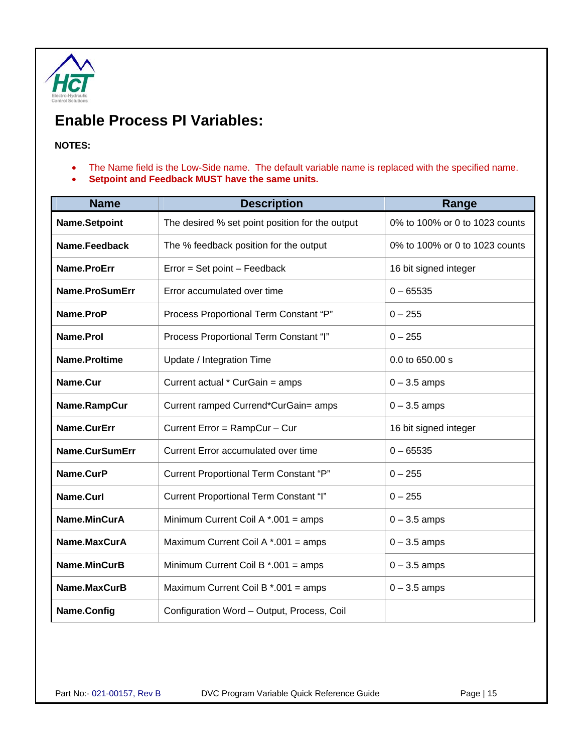# Enable Process PI Variables:

**NOTES:**

- The Name field is the Low-Side name.  The default variable name is replaced with the specified name.
- **Setpoint and Feedback MUST have the same units.**

| Name | Description | Range |
|---|---|---|
| **Name.Setpoint** | The desired % set point position for the output | 0% to 100% or 0 to 1023 counts |
| **Name.Feedback** | The % feedback position for the output | 0% to 100% or 0 to 1023 counts |
| **Name.ProErr** | Error = Set point – Feedback | 16 bit signed integer |
| **Name.ProSumErr** | Error accumulated over time | 0 – 65535 |
| **Name.ProP** | Process Proportional Term Constant “P” | 0 – 255 |
| **Name.ProI** | Process Proportional Term Constant “I” | 0 – 255 |
| **Name.ProItime** | Update / Integration Time | 0.0 to 650.00 s |
| **Name.Cur** | Current actual * CurGain = amps | 0 – 3.5 amps |
| **Name.RampCur** | Current ramped Currend*CurGain= amps | 0 – 3.5 amps |
| **Name.CurErr** | Current Error = RampCur – Cur | 16 bit signed integer |
| **Name.CurSumErr** | Current Error accumulated over time | 0 – 65535 |
| **Name.CurP** | Current Proportional Term Constant “P” | 0 – 255 |
| **Name.CurI** | Current Proportional Term Constant “I” | 0 – 255 |
| **Name.MinCurA** | Minimum Current Coil A *.001 = amps | 0 – 3.5 amps |
| **Name.MaxCurA** | Maximum Current Coil A *.001 = amps | 0 – 3.5 amps |
| **Name.MinCurB** | Minimum Current Coil B *.001 = amps | 0 – 3.5 amps |
| **Name.MaxCurB** | Maximum Current Coil B *.001 = amps | 0 – 3.5 amps |
| **Name.Config** | Configuration Word – Output, Process, Coil | |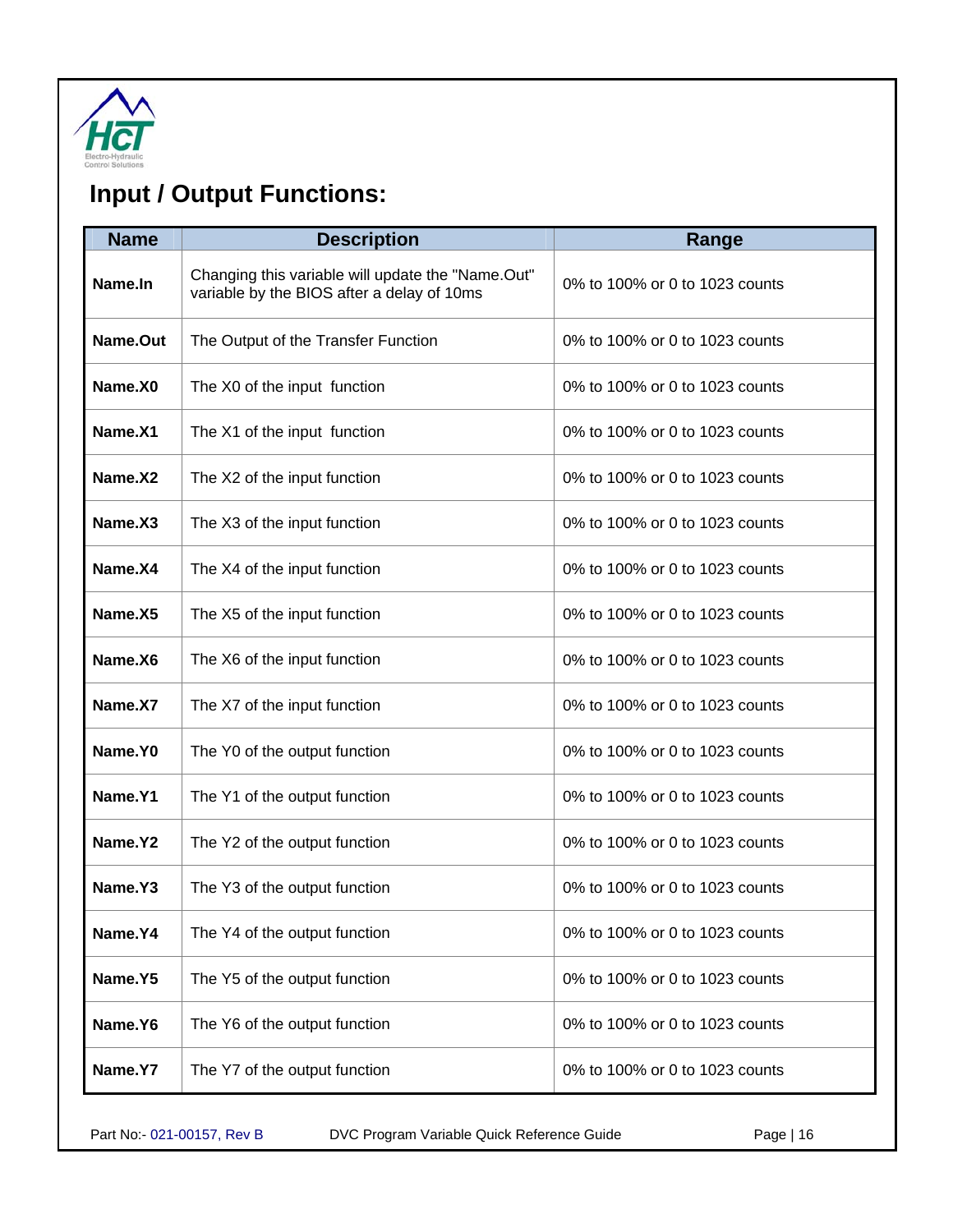## Input / Output Functions:

| Name | Description | Range |
|---|---|---|
| Name.In | Changing this variable will update the "Name.Out" variable by the BIOS after a delay of 10ms | 0% to 100% or 0 to 1023 counts |
| Name.Out | The Output of the Transfer Function | 0% to 100% or 0 to 1023 counts |
| Name.X0 | The X0 of the input function | 0% to 100% or 0 to 1023 counts |
| Name.X1 | The X1 of the input function | 0% to 100% or 0 to 1023 counts |
| Name.X2 | The X2 of the input function | 0% to 100% or 0 to 1023 counts |
| Name.X3 | The X3 of the input function | 0% to 100% or 0 to 1023 counts |
| Name.X4 | The X4 of the input function | 0% to 100% or 0 to 1023 counts |
| Name.X5 | The X5 of the input function | 0% to 100% or 0 to 1023 counts |
| Name.X6 | The X6 of the input function | 0% to 100% or 0 to 1023 counts |
| Name.X7 | The X7 of the input function | 0% to 100% or 0 to 1023 counts |
| Name.Y0 | The Y0 of the output function | 0% to 100% or 0 to 1023 counts |
| Name.Y1 | The Y1 of the output function | 0% to 100% or 0 to 1023 counts |
| Name.Y2 | The Y2 of the output function | 0% to 100% or 0 to 1023 counts |
| Name.Y3 | The Y3 of the output function | 0% to 100% or 0 to 1023 counts |
| Name.Y4 | The Y4 of the output function | 0% to 100% or 0 to 1023 counts |
| Name.Y5 | The Y5 of the output function | 0% to 100% or 0 to 1023 counts |
| Name.Y6 | The Y6 of the output function | 0% to 100% or 0 to 1023 counts |
| Name.Y7 | The Y7 of the output function | 0% to 100% or 0 to 1023 counts |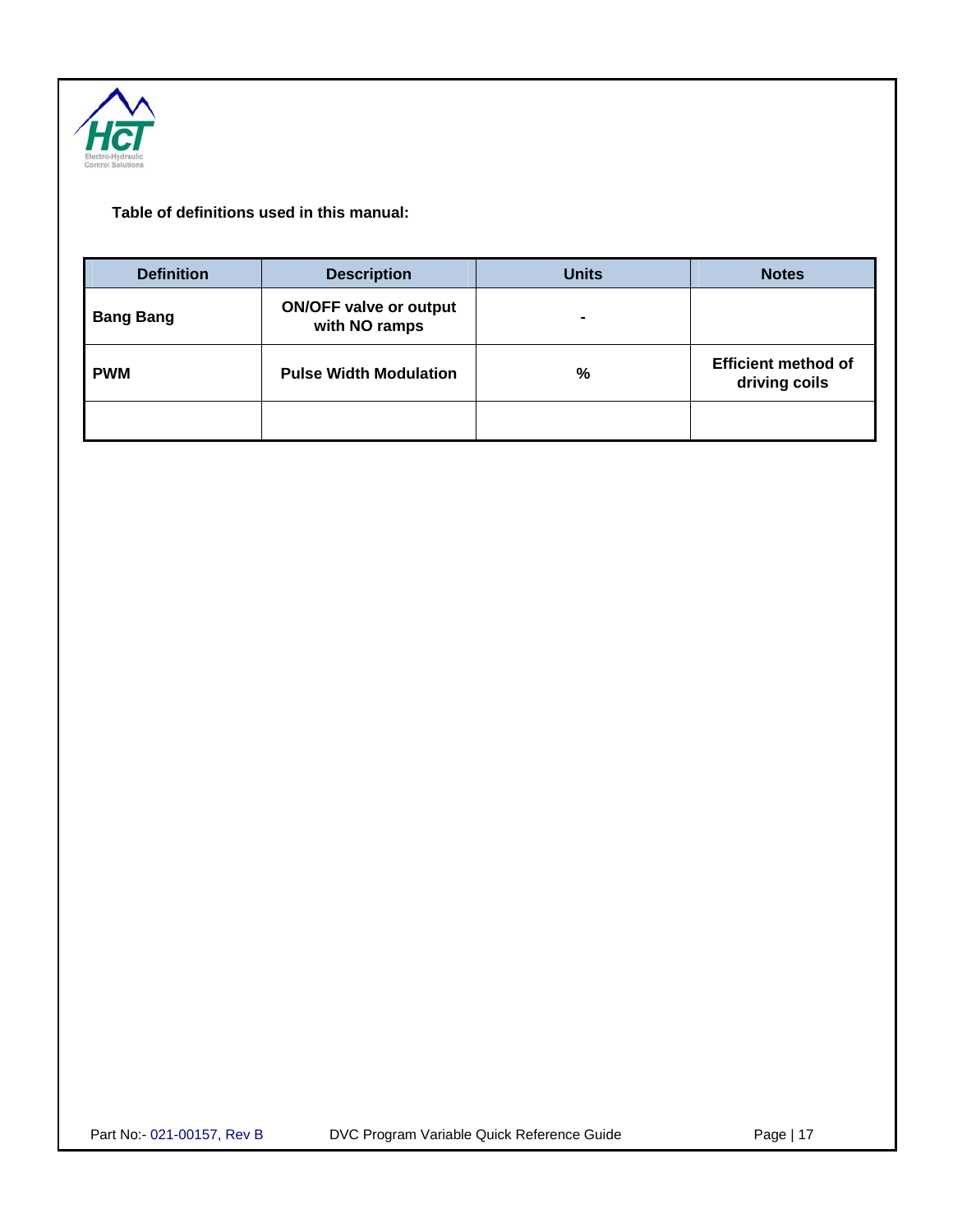**Table of definitions used in this manual:**

| Definition | Description | Units | Notes |
|---|---|---|---|
| **Bang Bang** | **ON/OFF valve or output with NO ramps** | **-** | |
| **PWM** | **Pulse Width Modulation** | **%** | **Efficient method of driving coils** |
| | | | |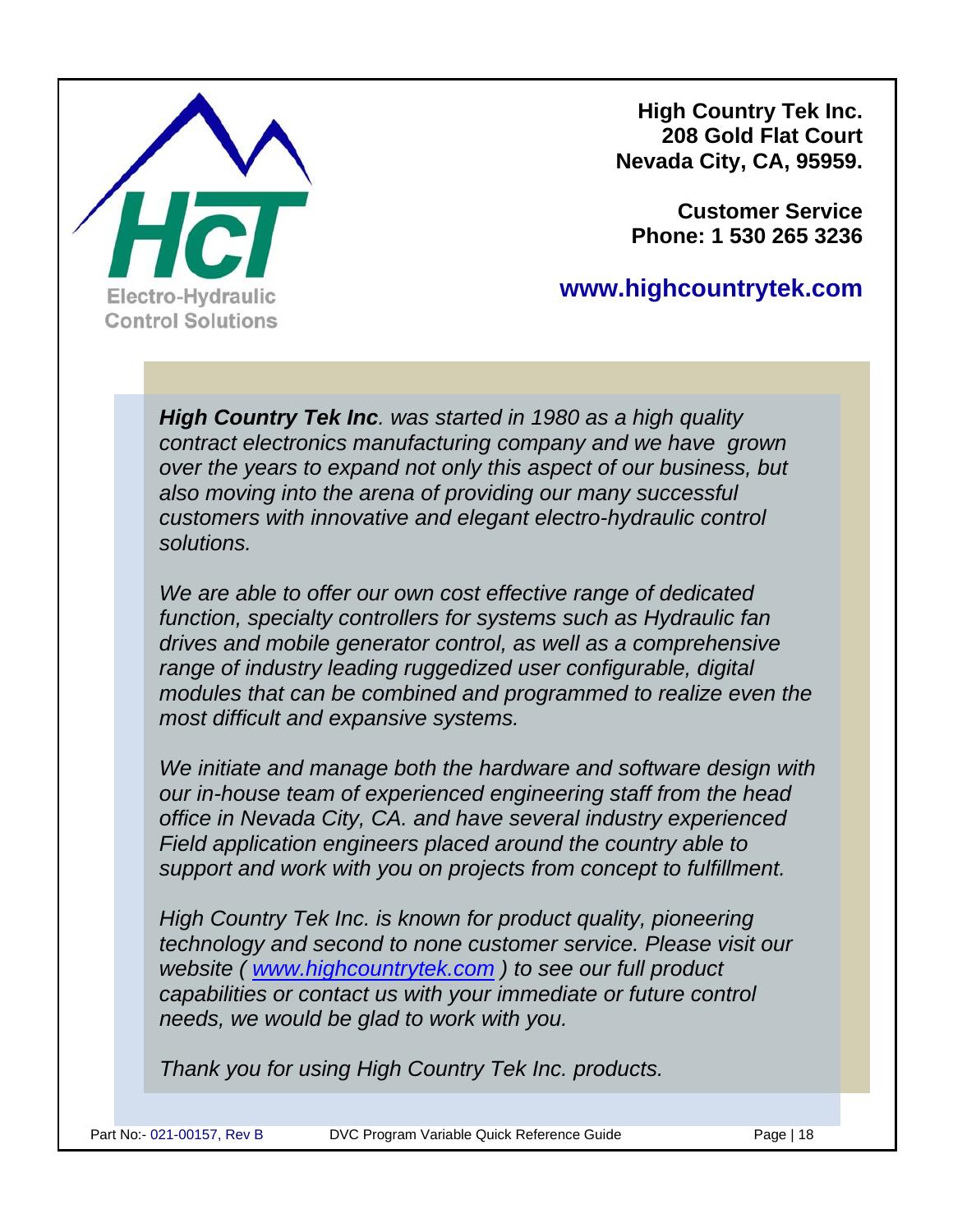Electro-Hydraulic Control Solutions

**High Country Tek Inc.**
**208 Gold Flat Court**
**Nevada City, CA, 95959.**

**Customer Service**
**Phone: 1 530 265 3236**

**www.highcountrytek.com**

***High Country Tek Inc****. was started in 1980 as a high quality contract electronics manufacturing company and we have grown over the years to expand not only this aspect of our business, but also moving into the arena of providing our many successful customers with innovative and elegant electro-hydraulic control solutions.*

*We are able to offer our own cost effective range of dedicated function, specialty controllers for systems such as Hydraulic fan drives and mobile generator control, as well as a comprehensive range of industry leading ruggedized user configurable, digital modules that can be combined and programmed to realize even the most difficult and expansive systems.*

*We initiate and manage both the hardware and software design with our in-house team of experienced engineering staff from the head office in Nevada City, CA. and have several industry experienced Field application engineers placed around the country able to support and work with you on projects from concept to fulfillment.*

*High Country Tek Inc. is known for product quality, pioneering technology and second to none customer service. Please visit our website ( www.highcountrytek.com ) to see our full product capabilities or contact us with your immediate or future control needs, we would be glad to work with you.*

*Thank you for using High Country Tek Inc. products.*